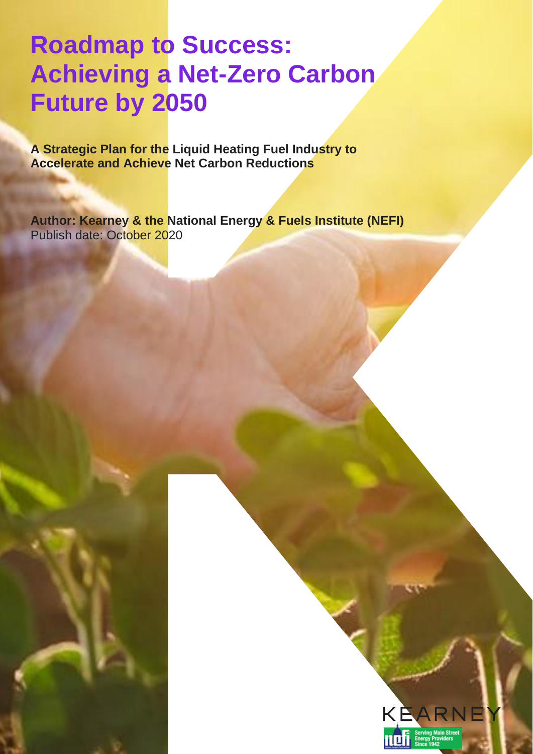# Roadmap to Success: Achieving a Net-Zero Carbon Future by 2050

**A Strategic Plan for the Liquid Heating Fuel Industry to Accelerate and Achieve Net Carbon Reductions**

**Author: Kearney & the National Energy & Fuels Institute (NEFI)**
Publish date: October 2020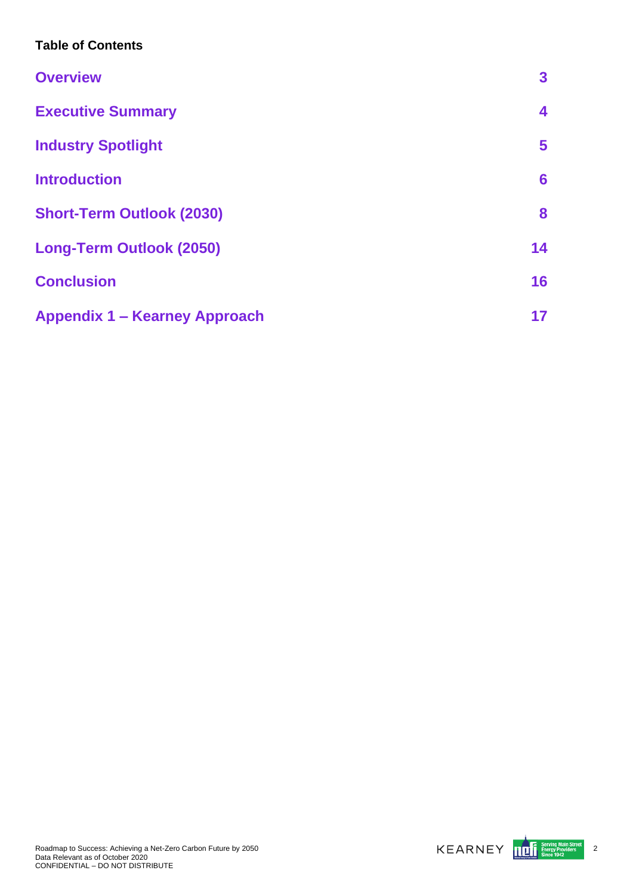**Table of Contents**

| | |
|---|---|
| Overview | 3 |
| Executive Summary | 4 |
| Industry Spotlight | 5 |
| Introduction | 6 |
| Short-Term Outlook (2030) | 8 |
| Long-Term Outlook (2050) | 14 |
| Conclusion | 16 |
| Appendix 1 – Kearney Approach | 17 |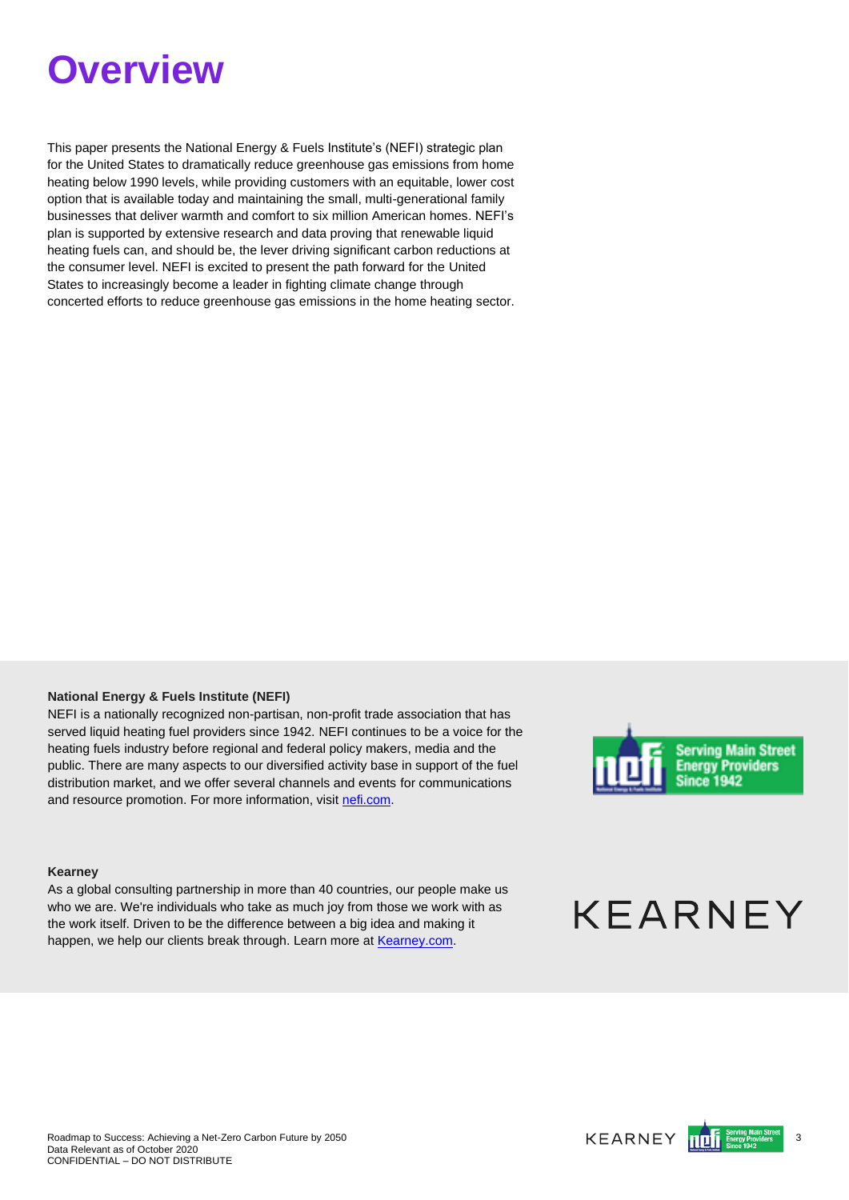# Overview

This paper presents the National Energy & Fuels Institute's (NEFI) strategic plan for the United States to dramatically reduce greenhouse gas emissions from home heating below 1990 levels, while providing customers with an equitable, lower cost option that is available today and maintaining the small, multi-generational family businesses that deliver warmth and comfort to six million American homes. NEFI's plan is supported by extensive research and data proving that renewable liquid heating fuels can, and should be, the lever driving significant carbon reductions at the consumer level. NEFI is excited to present the path forward for the United States to increasingly become a leader in fighting climate change through concerted efforts to reduce greenhouse gas emissions in the home heating sector.

**National Energy & Fuels Institute (NEFI)**
NEFI is a nationally recognized non-partisan, non-profit trade association that has served liquid heating fuel providers since 1942. NEFI continues to be a voice for the heating fuels industry before regional and federal policy makers, media and the public. There are many aspects to our diversified activity base in support of the fuel distribution market, and we offer several channels and events for communications and resource promotion. For more information, visit [nefi.com](nefi.com).

**Kearney**
As a global consulting partnership in more than 40 countries, our people make us who we are. We're individuals who take as much joy from those we work with as the work itself. Driven to be the difference between a big idea and making it happen, we help our clients break through. Learn more at [Kearney.com](Kearney.com).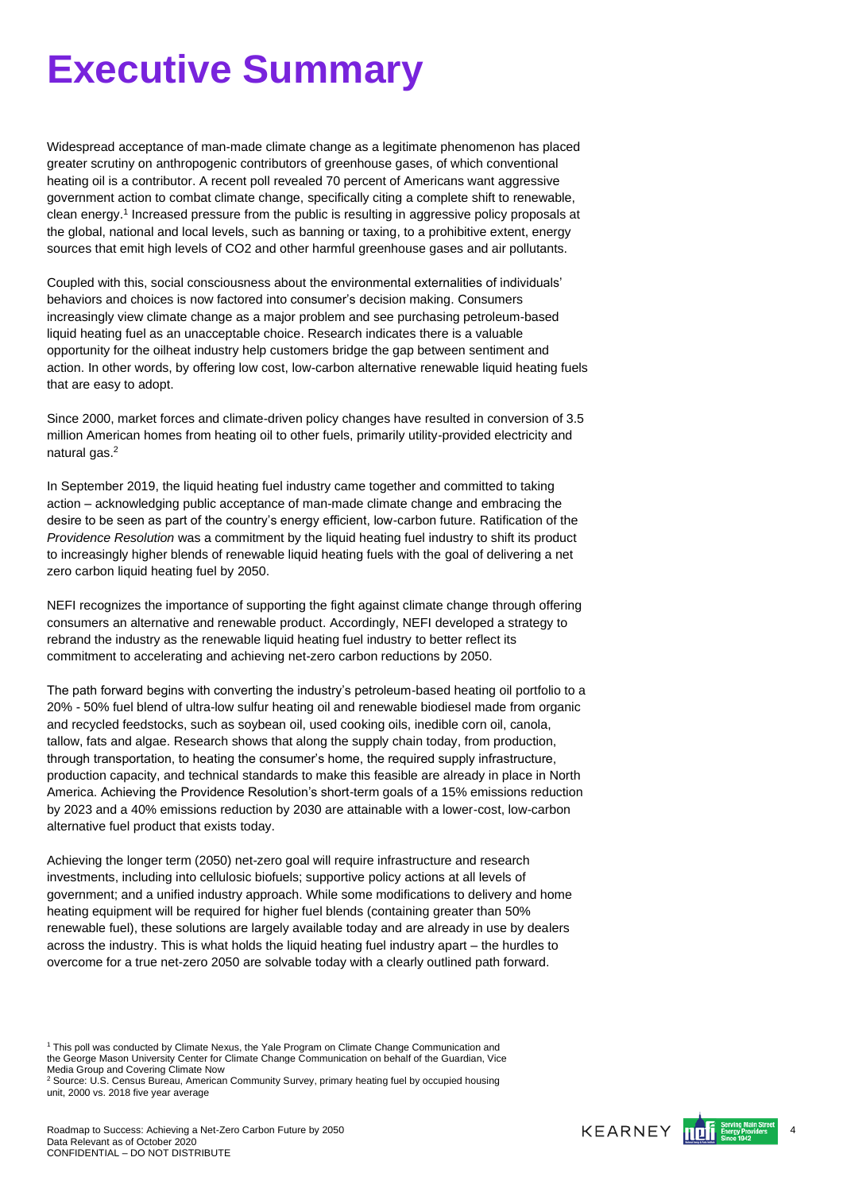# Executive Summary

Widespread acceptance of man-made climate change as a legitimate phenomenon has placed greater scrutiny on anthropogenic contributors of greenhouse gases, of which conventional heating oil is a contributor. A recent poll revealed 70 percent of Americans want aggressive government action to combat climate change, specifically citing a complete shift to renewable, clean energy.[1] Increased pressure from the public is resulting in aggressive policy proposals at the global, national and local levels, such as banning or taxing, to a prohibitive extent, energy sources that emit high levels of CO2 and other harmful greenhouse gases and air pollutants.

Coupled with this, social consciousness about the environmental externalities of individuals' behaviors and choices is now factored into consumer's decision making. Consumers increasingly view climate change as a major problem and see purchasing petroleum-based liquid heating fuel as an unacceptable choice. Research indicates there is a valuable opportunity for the oilheat industry help customers bridge the gap between sentiment and action. In other words, by offering low cost, low-carbon alternative renewable liquid heating fuels that are easy to adopt.

Since 2000, market forces and climate-driven policy changes have resulted in conversion of 3.5 million American homes from heating oil to other fuels, primarily utility-provided electricity and natural gas.[2]

In September 2019, the liquid heating fuel industry came together and committed to taking action – acknowledging public acceptance of man-made climate change and embracing the desire to be seen as part of the country's energy efficient, low-carbon future. Ratification of the *Providence Resolution* was a commitment by the liquid heating fuel industry to shift its product to increasingly higher blends of renewable liquid heating fuels with the goal of delivering a net zero carbon liquid heating fuel by 2050.

NEFI recognizes the importance of supporting the fight against climate change through offering consumers an alternative and renewable product. Accordingly, NEFI developed a strategy to rebrand the industry as the renewable liquid heating fuel industry to better reflect its commitment to accelerating and achieving net-zero carbon reductions by 2050.

The path forward begins with converting the industry's petroleum-based heating oil portfolio to a 20% - 50% fuel blend of ultra-low sulfur heating oil and renewable biodiesel made from organic and recycled feedstocks, such as soybean oil, used cooking oils, inedible corn oil, canola, tallow, fats and algae. Research shows that along the supply chain today, from production, through transportation, to heating the consumer's home, the required supply infrastructure, production capacity, and technical standards to make this feasible are already in place in North America. Achieving the Providence Resolution's short-term goals of a 15% emissions reduction by 2023 and a 40% emissions reduction by 2030 are attainable with a lower-cost, low-carbon alternative fuel product that exists today.

Achieving the longer term (2050) net-zero goal will require infrastructure and research investments, including into cellulosic biofuels; supportive policy actions at all levels of government; and a unified industry approach. While some modifications to delivery and home heating equipment will be required for higher fuel blends (containing greater than 50% renewable fuel), these solutions are largely available today and are already in use by dealers across the industry. This is what holds the liquid heating fuel industry apart – the hurdles to overcome for a true net-zero 2050 are solvable today with a clearly outlined path forward.

[1] This poll was conducted by Climate Nexus, the Yale Program on Climate Change Communication and the George Mason University Center for Climate Change Communication on behalf of the Guardian, Vice Media Group and Covering Climate Now

[2] Source: U.S. Census Bureau, American Community Survey, primary heating fuel by occupied housing unit, 2000 vs. 2018 five year average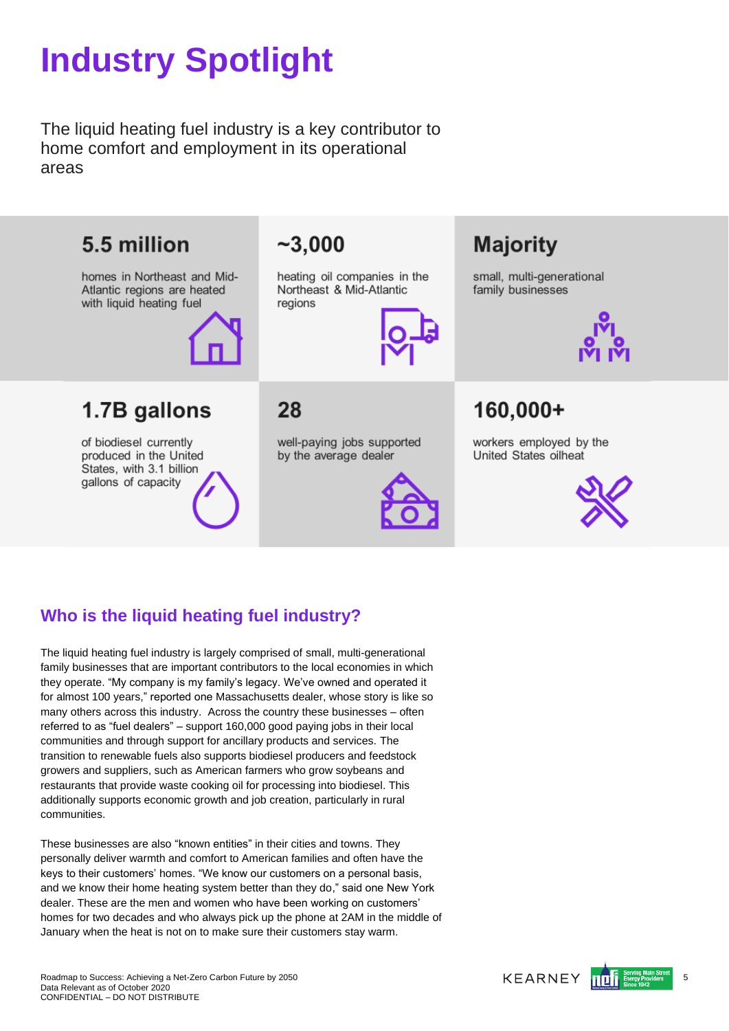# Industry Spotlight

The liquid heating fuel industry is a key contributor to home comfort and employment in its operational areas

**5.5 million**

homes in Northeast and Mid-Atlantic regions are heated with liquid heating fuel

**~3,000**

heating oil companies in the Northeast & Mid-Atlantic regions

**Majority**

small, multi-generational family businesses

**1.7B gallons**

of biodiesel currently produced in the United States, with 3.1 billion gallons of capacity

**28**

well-paying jobs supported by the average dealer

**160,000+**

workers employed by the United States oilheat

## Who is the liquid heating fuel industry?

The liquid heating fuel industry is largely comprised of small, multi-generational family businesses that are important contributors to the local economies in which they operate. “My company is my family’s legacy. We’ve owned and operated it for almost 100 years,” reported one Massachusetts dealer, whose story is like so many others across this industry. Across the country these businesses – often referred to as “fuel dealers” – support 160,000 good paying jobs in their local communities and through support for ancillary products and services. The transition to renewable fuels also supports biodiesel producers and feedstock growers and suppliers, such as American farmers who grow soybeans and restaurants that provide waste cooking oil for processing into biodiesel. This additionally supports economic growth and job creation, particularly in rural communities.

These businesses are also “known entities” in their cities and towns. They personally deliver warmth and comfort to American families and often have the keys to their customers’ homes. “We know our customers on a personal basis, and we know their home heating system better than they do,” said one New York dealer. These are the men and women who have been working on customers’ homes for two decades and who always pick up the phone at 2AM in the middle of January when the heat is not on to make sure their customers stay warm.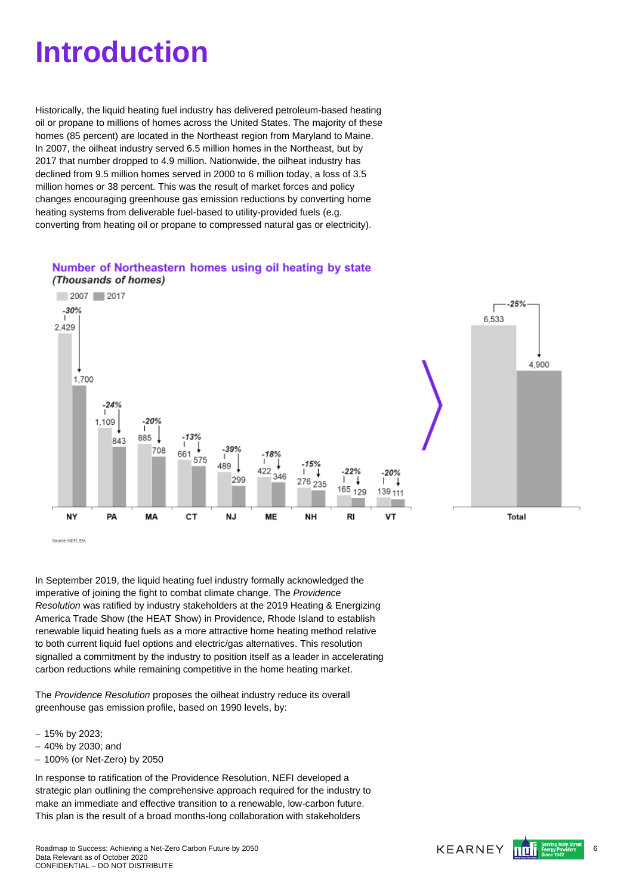# Introduction

Historically, the liquid heating fuel industry has delivered petroleum-based heating oil or propane to millions of homes across the United States. The majority of these homes (85 percent) are located in the Northeast region from Maryland to Maine. In 2007, the oilheat industry served 6.5 million homes in the Northeast, but by 2017 that number dropped to 4.9 million. Nationwide, the oilheat industry has declined from 9.5 million homes served in 2000 to 6 million today, a loss of 3.5 million homes or 38 percent. This was the result of market forces and policy changes encouraging greenhouse gas emission reductions by converting home heating systems from deliverable fuel-based to utility-provided fuels (e.g. converting from heating oil or propane to compressed natural gas or electricity).

**Number of Northeastern homes using oil heating by state**
***(Thousands of homes)***

| State | 2007 | 2017 | Change |
|---|---|---|---|
| NY | 2,429 | 1,700 | -30% |
| PA | 1,109 | 843 | -24% |
| MA | 885 | 708 | -20% |
| CT | 661 | 575 | -13% |
| NJ | 489 | 299 | -39% |
| ME | 422 | 346 | -18% |
| NH | 276 | 235 | -15% |
| RI | 165 | 129 | -22% |
| VT | 139 | 111 | -20% |
| Total | 6,533 | 4,900 | -25% |

Source: NEFI, EIA

In September 2019, the liquid heating fuel industry formally acknowledged the imperative of joining the fight to combat climate change. The *Providence Resolution* was ratified by industry stakeholders at the 2019 Heating & Energizing America Trade Show (the HEAT Show) in Providence, Rhode Island to establish renewable liquid heating fuels as a more attractive home heating method relative to both current liquid fuel options and electric/gas alternatives. This resolution signalled a commitment by the industry to position itself as a leader in accelerating carbon reductions while remaining competitive in the home heating market.

The *Providence Resolution* proposes the oilheat industry reduce its overall greenhouse gas emission profile, based on 1990 levels, by:

- 15% by 2023;
- 40% by 2030; and
- 100% (or Net-Zero) by 2050

In response to ratification of the Providence Resolution, NEFI developed a strategic plan outlining the comprehensive approach required for the industry to make an immediate and effective transition to a renewable, low-carbon future. This plan is the result of a broad months-long collaboration with stakeholders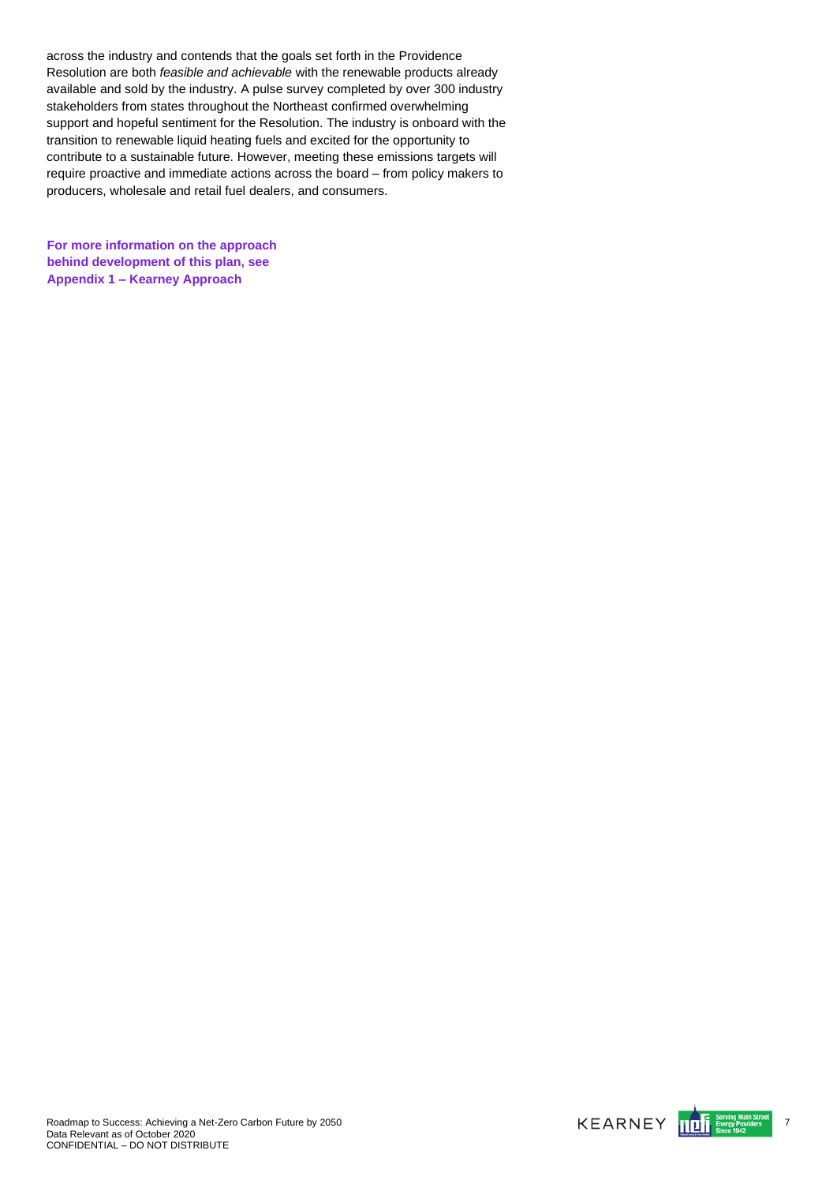across the industry and contends that the goals set forth in the Providence Resolution are both *feasible and achievable* with the renewable products already available and sold by the industry. A pulse survey completed by over 300 industry stakeholders from states throughout the Northeast confirmed overwhelming support and hopeful sentiment for the Resolution. The industry is onboard with the transition to renewable liquid heating fuels and excited for the opportunity to contribute to a sustainable future. However, meeting these emissions targets will require proactive and immediate actions across the board – from policy makers to producers, wholesale and retail fuel dealers, and consumers.

**For more information on the approach behind development of this plan, see Appendix 1 – Kearney Approach**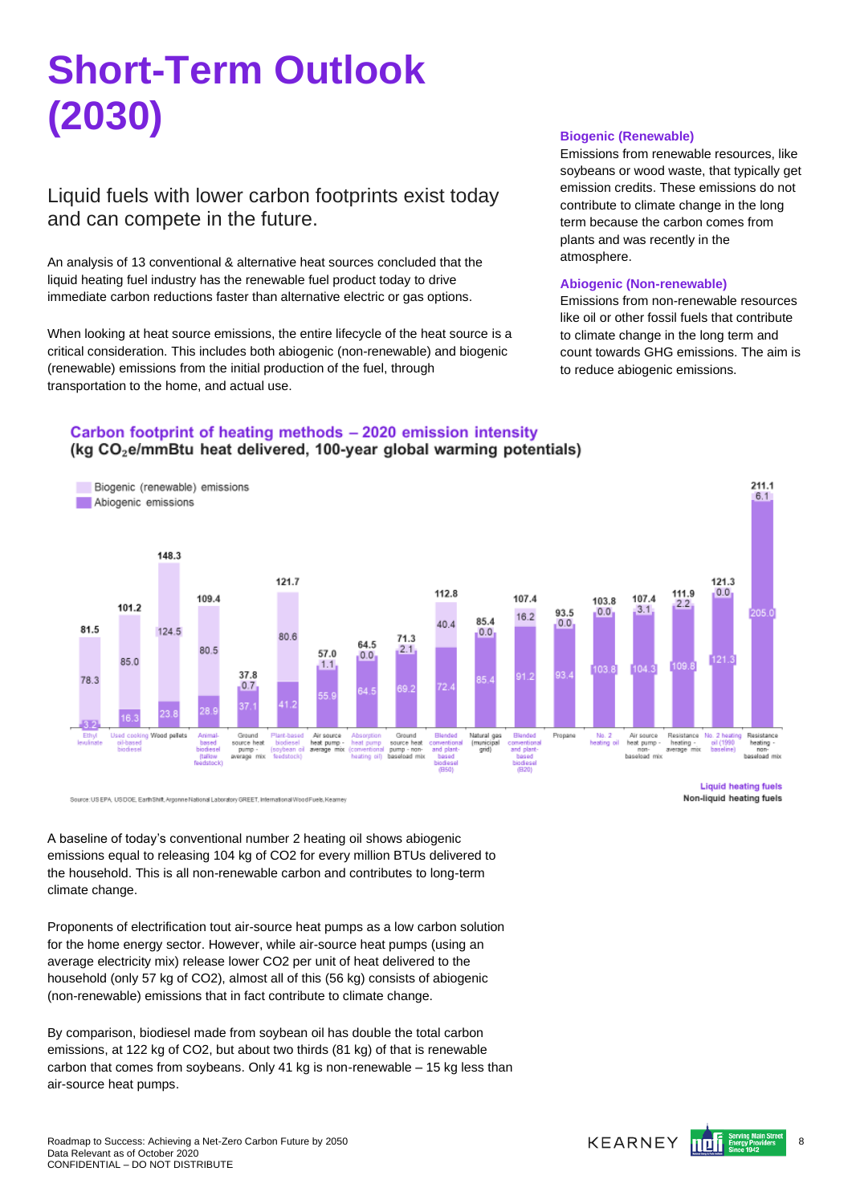# Short-Term Outlook (2030)

## Liquid fuels with lower carbon footprints exist today and can compete in the future.

An analysis of 13 conventional & alternative heat sources concluded that the liquid heating fuel industry has the renewable fuel product today to drive immediate carbon reductions faster than alternative electric or gas options.

When looking at heat source emissions, the entire lifecycle of the heat source is a critical consideration. This includes both abiogenic (non-renewable) and biogenic (renewable) emissions from the initial production of the fuel, through transportation to the home, and actual use.

**Biogenic (Renewable)**

Emissions from renewable resources, like soybeans or wood waste, that typically get emission credits. These emissions do not contribute to climate change in the long term because the carbon comes from plants and was recently in the atmosphere.

**Abiogenic (Non-renewable)**

Emissions from non-renewable resources like oil or other fossil fuels that contribute to climate change in the long term and count towards GHG emissions. The aim is to reduce abiogenic emissions.

**Carbon footprint of heating methods – 2020 emission intensity**
**(kg $CO_2$e/mmBtu heat delivered, 100-year global warming potentials)**

| Heating method | Biogenic (renewable) emissions | Abiogenic emissions | Total |
|---|---|---|---|
| Ethyl levulinate | 78.3 | 3.2 | 81.5 |
| Used cooking oil-based biodiesel | 85.0 | 16.3 | 101.2 |
| Wood pellets | 124.5 | 23.8 | 148.3 |
| Animal-based biodiesel (tallow feedstock) | 80.5 | 28.9 | 109.4 |
| Ground source heat pump - average mix | 0.7 | 37.1 | 37.8 |
| Plant-based biodiesel (soybean oil feedstock) | 80.6 | 41.2 | 121.7 |
| Air source heat pump - average mix | 1.1 | 55.9 | 57.0 |
| Absorption heat pump (conventional heating oil) | 0.0 | 64.5 | 64.5 |
| Ground source heat pump - non-baseload mix | 2.1 | 69.2 | 71.3 |
| Blended conventional and plant-based biodiesel (B50) | 40.4 | 72.4 | 112.8 |
| Natural gas (municipal grid) | 0.0 | 85.4 | 85.4 |
| Blended conventional and plant-based biodiesel (B20) | 16.2 | 91.2 | 107.4 |
| Propane | 0.0 | 93.4 | 93.5 |
| No. 2 heating oil | 0.0 | 103.8 | 103.8 |
| Air source heat pump - non-baseload mix | 3.1 | 104.3 | 107.4 |
| Resistance heating - average mix | 2.2 | 109.8 | 111.9 |
| No. 2 heating oil (1990 baseline) | 0.0 | 121.3 | 121.3 |
| Resistance heating - non-baseload mix | 6.1 | 205.0 | 211.1 |

Liquid heating fuels
Non-liquid heating fuels

Source: US EPA, USDOE, EarthShift, Argonne National Laboratory GREET, International Wood Fuels, Kearney

A baseline of today's conventional number 2 heating oil shows abiogenic emissions equal to releasing 104 kg of CO2 for every million BTUs delivered to the household. This is all non-renewable carbon and contributes to long-term climate change.

Proponents of electrification tout air-source heat pumps as a low carbon solution for the home energy sector. However, while air-source heat pumps (using an average electricity mix) release lower CO2 per unit of heat delivered to the household (only 57 kg of CO2), almost all of this (56 kg) consists of abiogenic (non-renewable) emissions that in fact contribute to climate change.

By comparison, biodiesel made from soybean oil has double the total carbon emissions, at 122 kg of CO2, but about two thirds (81 kg) of that is renewable carbon that comes from soybeans. Only 41 kg is non-renewable – 15 kg less than air-source heat pumps.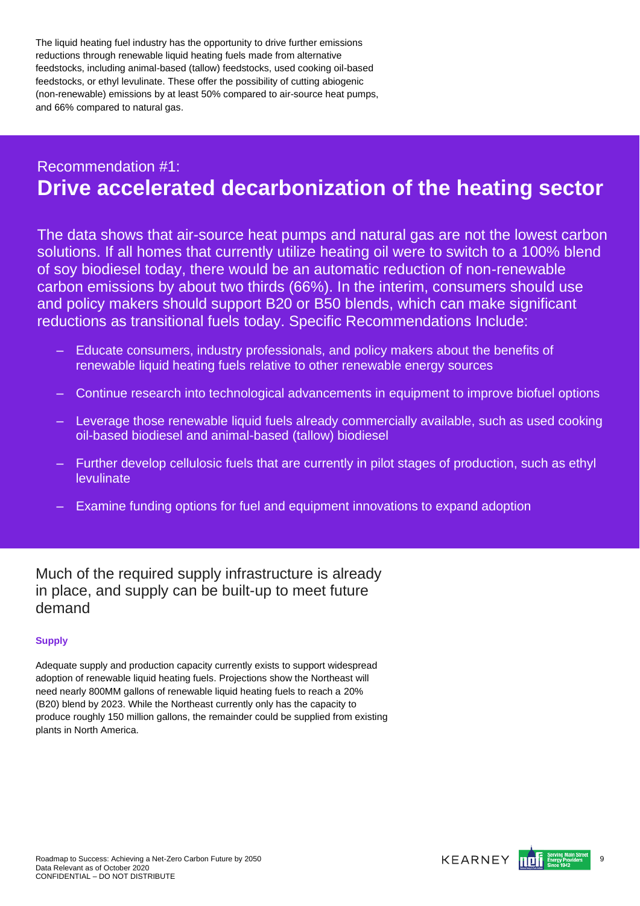The liquid heating fuel industry has the opportunity to drive further emissions reductions through renewable liquid heating fuels made from alternative feedstocks, including animal-based (tallow) feedstocks, used cooking oil-based feedstocks, or ethyl levulinate. These offer the possibility of cutting abiogenic (non-renewable) emissions by at least 50% compared to air-source heat pumps, and 66% compared to natural gas.

Recommendation #1:

## Drive accelerated decarbonization of the heating sector

The data shows that air-source heat pumps and natural gas are not the lowest carbon solutions. If all homes that currently utilize heating oil were to switch to a 100% blend of soy biodiesel today, there would be an automatic reduction of non-renewable carbon emissions by about two thirds (66%). In the interim, consumers should use and policy makers should support B20 or B50 blends, which can make significant reductions as transitional fuels today. Specific Recommendations Include:

- Educate consumers, industry professionals, and policy makers about the benefits of renewable liquid heating fuels relative to other renewable energy sources
- Continue research into technological advancements in equipment to improve biofuel options
- Leverage those renewable liquid fuels already commercially available, such as used cooking oil-based biodiesel and animal-based (tallow) biodiesel
- Further develop cellulosic fuels that are currently in pilot stages of production, such as ethyl levulinate
- Examine funding options for fuel and equipment innovations to expand adoption

## Much of the required supply infrastructure is already in place, and supply can be built-up to meet future demand

### Supply

Adequate supply and production capacity currently exists to support widespread adoption of renewable liquid heating fuels. Projections show the Northeast will need nearly 800MM gallons of renewable liquid heating fuels to reach a 20% (B20) blend by 2023. While the Northeast currently only has the capacity to produce roughly 150 million gallons, the remainder could be supplied from existing plants in North America.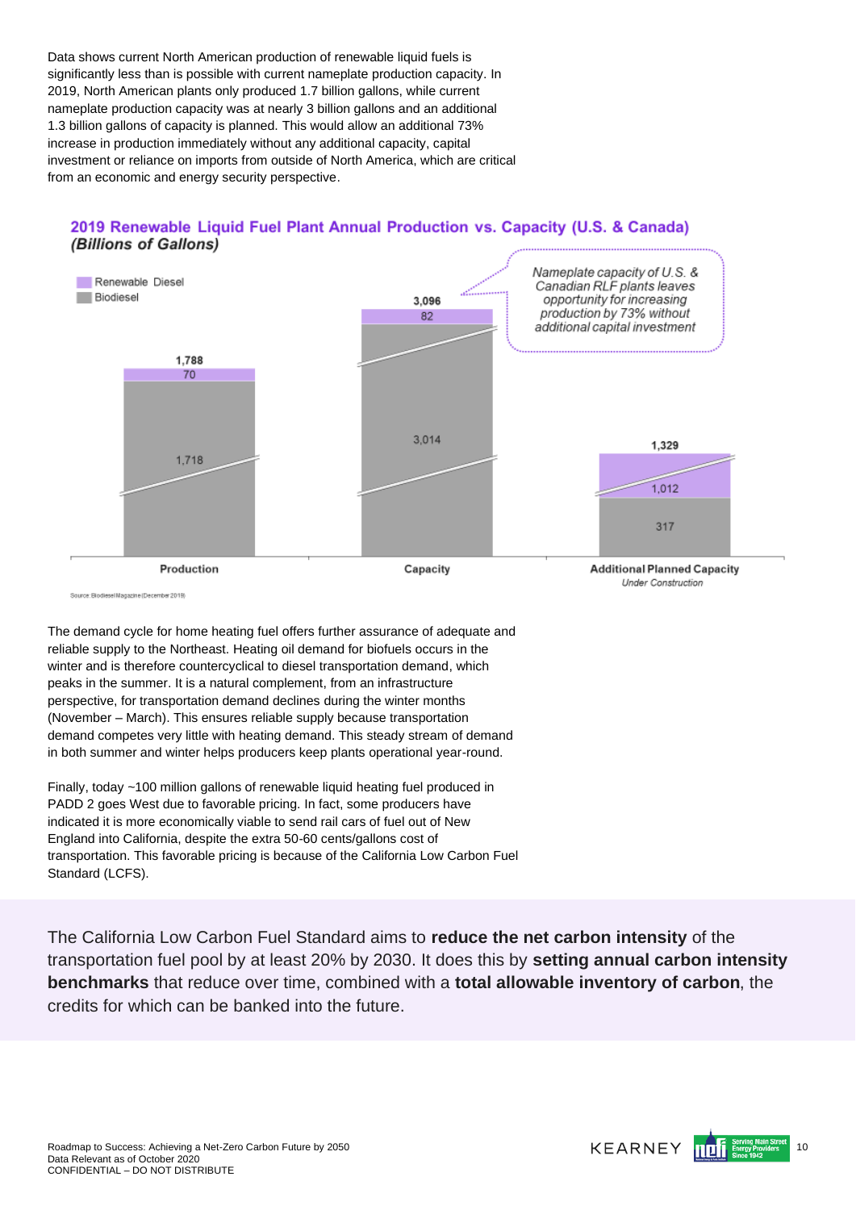Data shows current North American production of renewable liquid fuels is significantly less than is possible with current nameplate production capacity. In 2019, North American plants only produced 1.7 billion gallons, while current nameplate production capacity was at nearly 3 billion gallons and an additional 1.3 billion gallons of capacity is planned. This would allow an additional 73% increase in production immediately without any additional capacity, capital investment or reliance on imports from outside of North America, which are critical from an economic and energy security perspective.

**2019 Renewable Liquid Fuel Plant Annual Production vs. Capacity (U.S. & Canada)**
***(Billions of Gallons)***

| | Production | Capacity | Additional Planned Capacity (Under Construction) |
|---|---|---|---|
| Renewable Diesel | 70 | 82 | 1,012 |
| Biodiesel | 1,718 | 3,014 | 317 |
| Total | 1,788 | 3,096 | 1,329 |

*Nameplate capacity of U.S. & Canadian RLF plants leaves opportunity for increasing production by 73% without additional capital investment*

Source: Biodiesel Magazine (December 2019)

The demand cycle for home heating fuel offers further assurance of adequate and reliable supply to the Northeast. Heating oil demand for biofuels occurs in the winter and is therefore countercyclical to diesel transportation demand, which peaks in the summer. It is a natural complement, from an infrastructure perspective, for transportation demand declines during the winter months (November – March). This ensures reliable supply because transportation demand competes very little with heating demand. This steady stream of demand in both summer and winter helps producers keep plants operational year-round.

Finally, today ~100 million gallons of renewable liquid heating fuel produced in PADD 2 goes West due to favorable pricing. In fact, some producers have indicated it is more economically viable to send rail cars of fuel out of New England into California, despite the extra 50-60 cents/gallons cost of transportation. This favorable pricing is because of the California Low Carbon Fuel Standard (LCFS).

The California Low Carbon Fuel Standard aims to **reduce the net carbon intensity** of the transportation fuel pool by at least 20% by 2030. It does this by **setting annual carbon intensity benchmarks** that reduce over time, combined with a **total allowable inventory of carbon**, the credits for which can be banked into the future.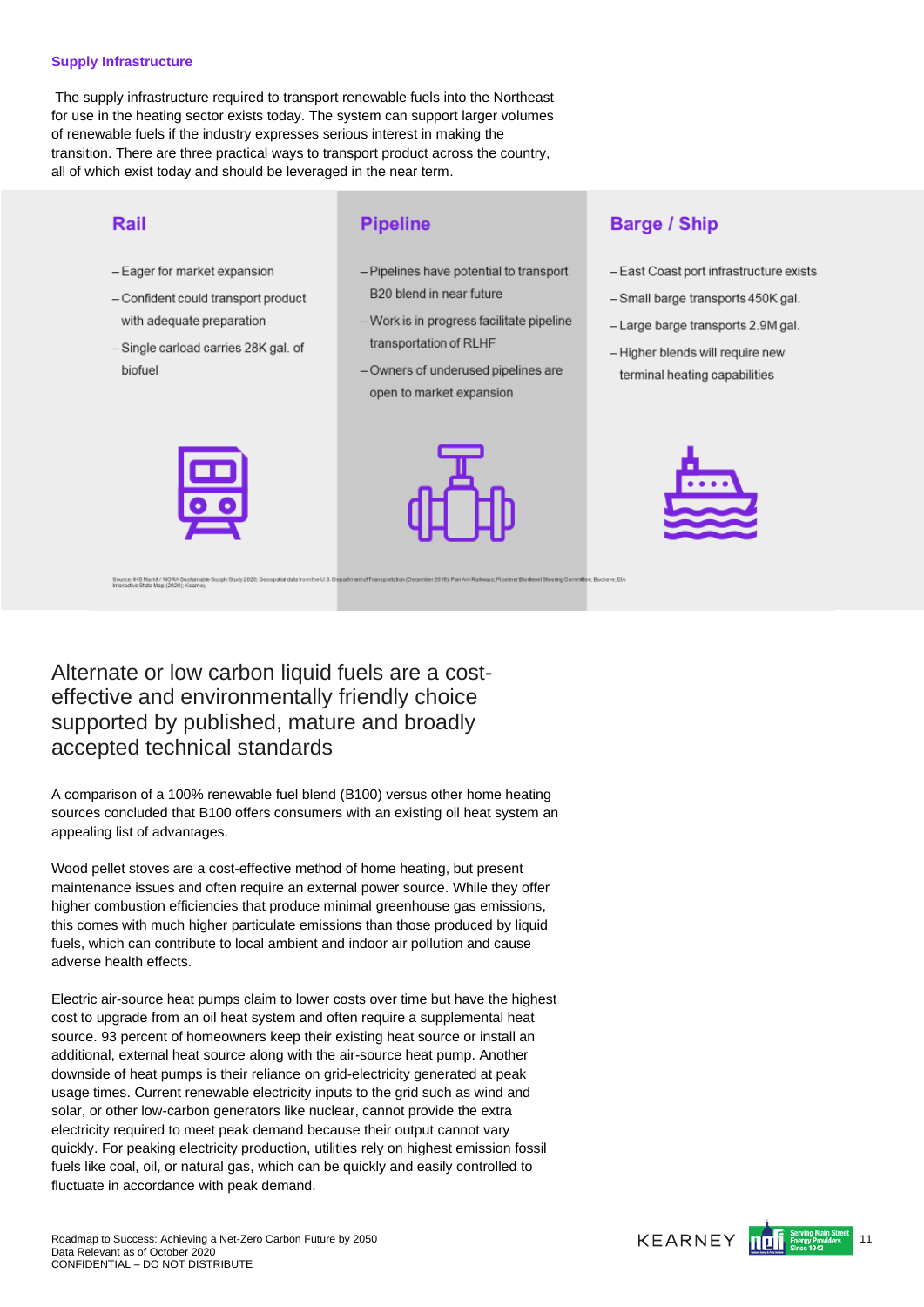### Supply Infrastructure

The supply infrastructure required to transport renewable fuels into the Northeast for use in the heating sector exists today. The system can support larger volumes of renewable fuels if the industry expresses serious interest in making the transition. There are three practical ways to transport product across the country, all of which exist today and should be leveraged in the near term.

#### Rail

- Eager for market expansion
- Confident could transport product with adequate preparation
- Single carload carries 28K gal. of biofuel

#### Pipeline

- Pipelines have potential to transport B20 blend in near future
- Work is in progress facilitate pipeline transportation of RLHF
- Owners of underused pipelines are open to market expansion

#### Barge / Ship

- East Coast port infrastructure exists
- Small barge transports 450K gal.
- Large barge transports 2.9M gal.
- Higher blends will require new terminal heating capabilities

Source: IHS Markit / NORA Sustainable Supply Study 2020; Geospatial data from the U.S. Department of Transportation (December 2019); Pan Am Railways; Pipeliner Biodiesel Steering Committee; Buckeye; EIA Interactive State Map (2020); Kearney

## Alternate or low carbon liquid fuels are a cost-effective and environmentally friendly choice supported by published, mature and broadly accepted technical standards

A comparison of a 100% renewable fuel blend (B100) versus other home heating sources concluded that B100 offers consumers with an existing oil heat system an appealing list of advantages.

Wood pellet stoves are a cost-effective method of home heating, but present maintenance issues and often require an external power source. While they offer higher combustion efficiencies that produce minimal greenhouse gas emissions, this comes with much higher particulate emissions than those produced by liquid fuels, which can contribute to local ambient and indoor air pollution and cause adverse health effects.

Electric air-source heat pumps claim to lower costs over time but have the highest cost to upgrade from an oil heat system and often require a supplemental heat source. 93 percent of homeowners keep their existing heat source or install an additional, external heat source along with the air-source heat pump. Another downside of heat pumps is their reliance on grid-electricity generated at peak usage times. Current renewable electricity inputs to the grid such as wind and solar, or other low-carbon generators like nuclear, cannot provide the extra electricity required to meet peak demand because their output cannot vary quickly. For peaking electricity production, utilities rely on highest emission fossil fuels like coal, oil, or natural gas, which can be quickly and easily controlled to fluctuate in accordance with peak demand.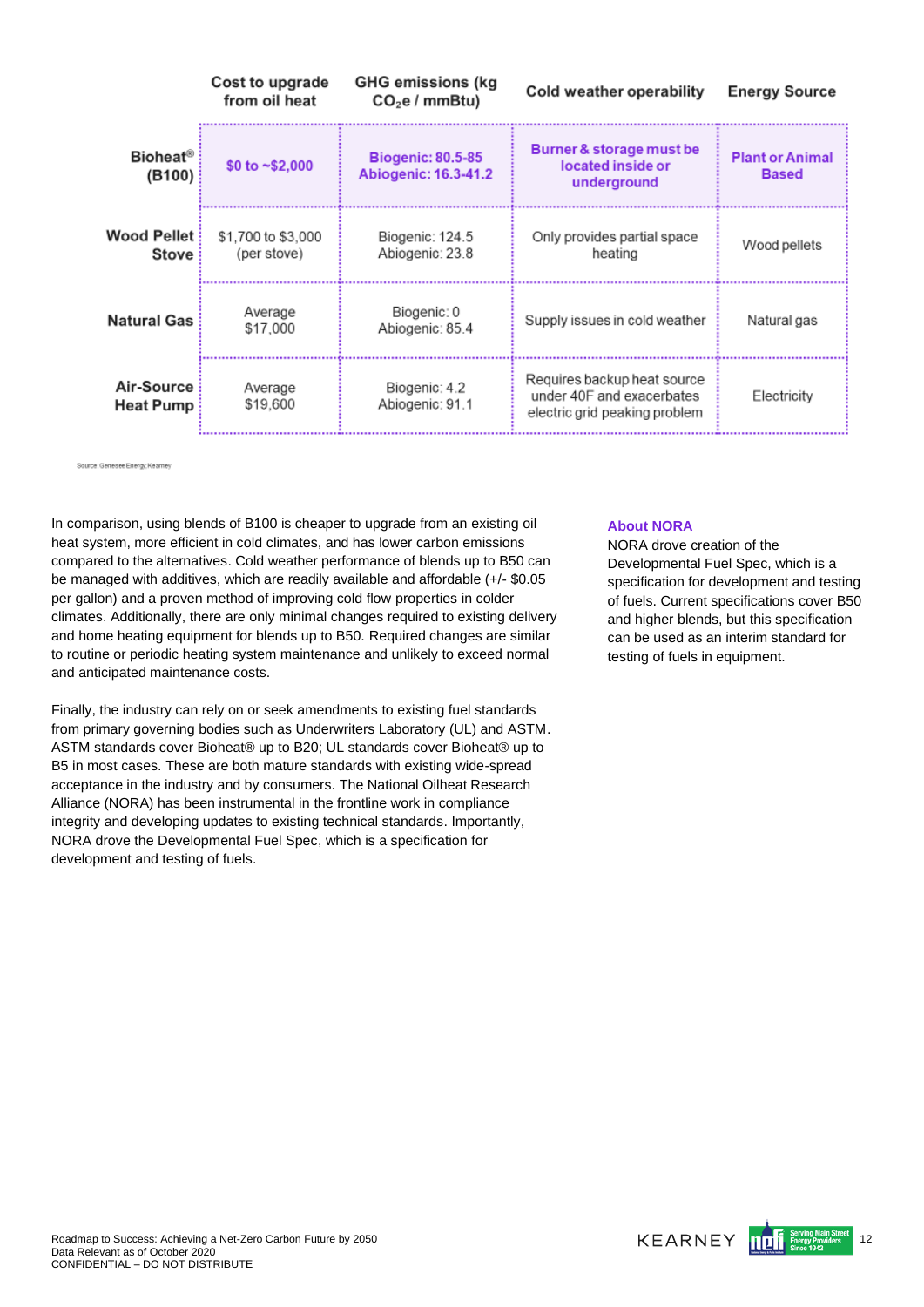| | Cost to upgrade from oil heat | GHG emissions (kg $CO_2e$ / mmBtu) | Cold weather operability | Energy Source |
|---|---|---|---|---|
| **Bioheat® (B100)** | $0 to ~$2,000 | Biogenic: 80.5-85<br>Abiogenic: 16.3-41.2 | Burner & storage must be located inside or underground | Plant or Animal Based |
| **Wood Pellet Stove** | $1,700 to $3,000 (per stove) | Biogenic: 124.5<br>Abiogenic: 23.8 | Only provides partial space heating | Wood pellets |
| **Natural Gas** | Average $17,000 | Biogenic: 0<br>Abiogenic: 85.4 | Supply issues in cold weather | Natural gas |
| **Air-Source Heat Pump** | Average $19,600 | Biogenic: 4.2<br>Abiogenic: 91.1 | Requires backup heat source under 40F and exacerbates electric grid peaking problem | Electricity |

Source: Genesee Energy; Kearney

In comparison, using blends of B100 is cheaper to upgrade from an existing oil heat system, more efficient in cold climates, and has lower carbon emissions compared to the alternatives. Cold weather performance of blends up to B50 can be managed with additives, which are readily available and affordable (+/- $0.05 per gallon) and a proven method of improving cold flow properties in colder climates. Additionally, there are only minimal changes required to existing delivery and home heating equipment for blends up to B50. Required changes are similar to routine or periodic heating system maintenance and unlikely to exceed normal and anticipated maintenance costs.

Finally, the industry can rely on or seek amendments to existing fuel standards from primary governing bodies such as Underwriters Laboratory (UL) and ASTM. ASTM standards cover Bioheat® up to B20; UL standards cover Bioheat® up to B5 in most cases. These are both mature standards with existing wide-spread acceptance in the industry and by consumers. The National Oilheat Research Alliance (NORA) has been instrumental in the frontline work in compliance integrity and developing updates to existing technical standards. Importantly, NORA drove the Developmental Fuel Spec, which is a specification for development and testing of fuels.

**About NORA**

NORA drove creation of the Developmental Fuel Spec, which is a specification for development and testing of fuels. Current specifications cover B50 and higher blends, but this specification can be used as an interim standard for testing of fuels in equipment.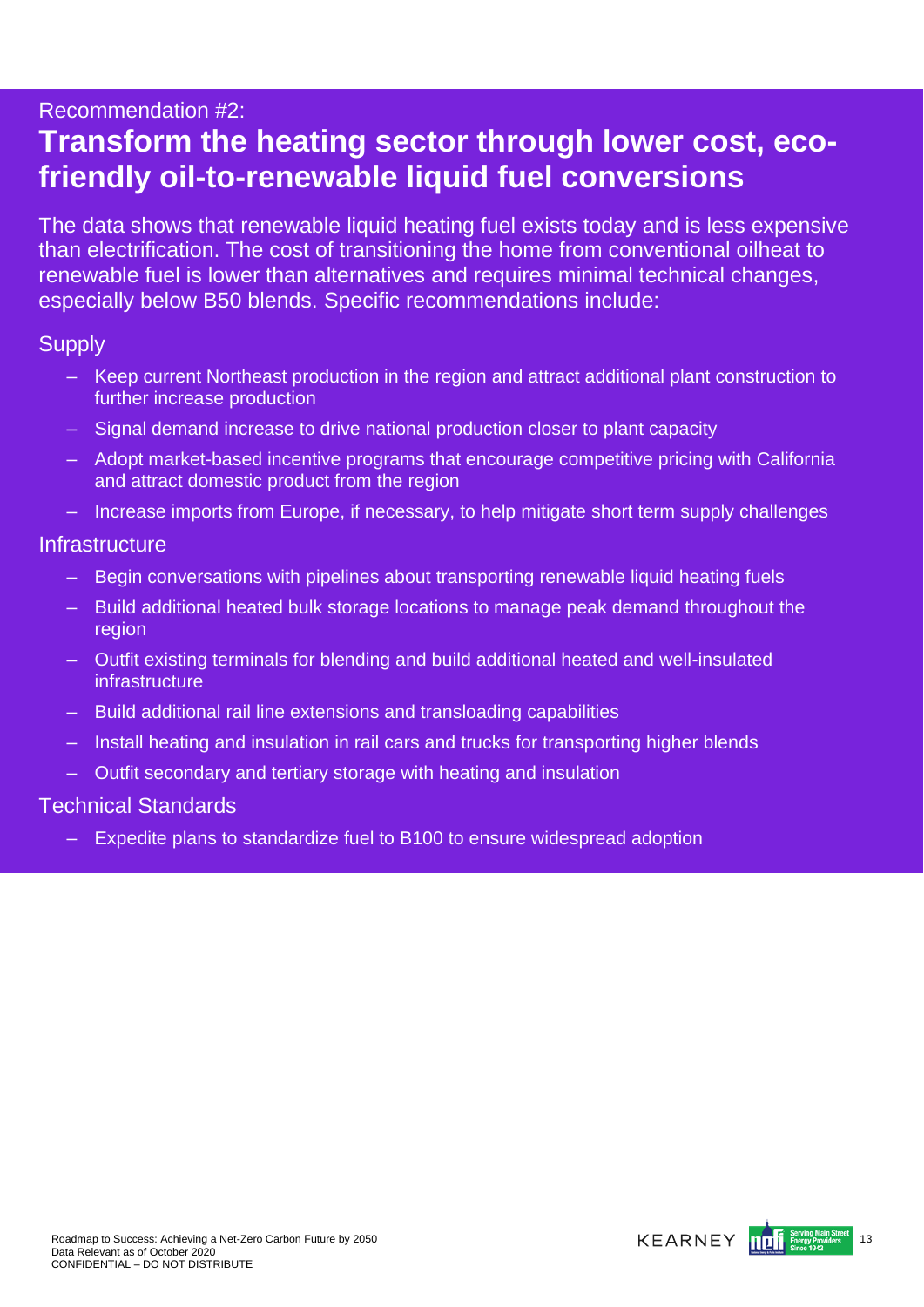Recommendation #2:

# Transform the heating sector through lower cost, eco-friendly oil-to-renewable liquid fuel conversions

The data shows that renewable liquid heating fuel exists today and is less expensive than electrification. The cost of transitioning the home from conventional oilheat to renewable fuel is lower than alternatives and requires minimal technical changes, especially below B50 blends. Specific recommendations include:

## Supply

- Keep current Northeast production in the region and attract additional plant construction to further increase production
- Signal demand increase to drive national production closer to plant capacity
- Adopt market-based incentive programs that encourage competitive pricing with California and attract domestic product from the region
- Increase imports from Europe, if necessary, to help mitigate short term supply challenges

## Infrastructure

- Begin conversations with pipelines about transporting renewable liquid heating fuels
- Build additional heated bulk storage locations to manage peak demand throughout the region
- Outfit existing terminals for blending and build additional heated and well-insulated infrastructure
- Build additional rail line extensions and transloading capabilities
- Install heating and insulation in rail cars and trucks for transporting higher blends
- Outfit secondary and tertiary storage with heating and insulation

## Technical Standards

- Expedite plans to standardize fuel to B100 to ensure widespread adoption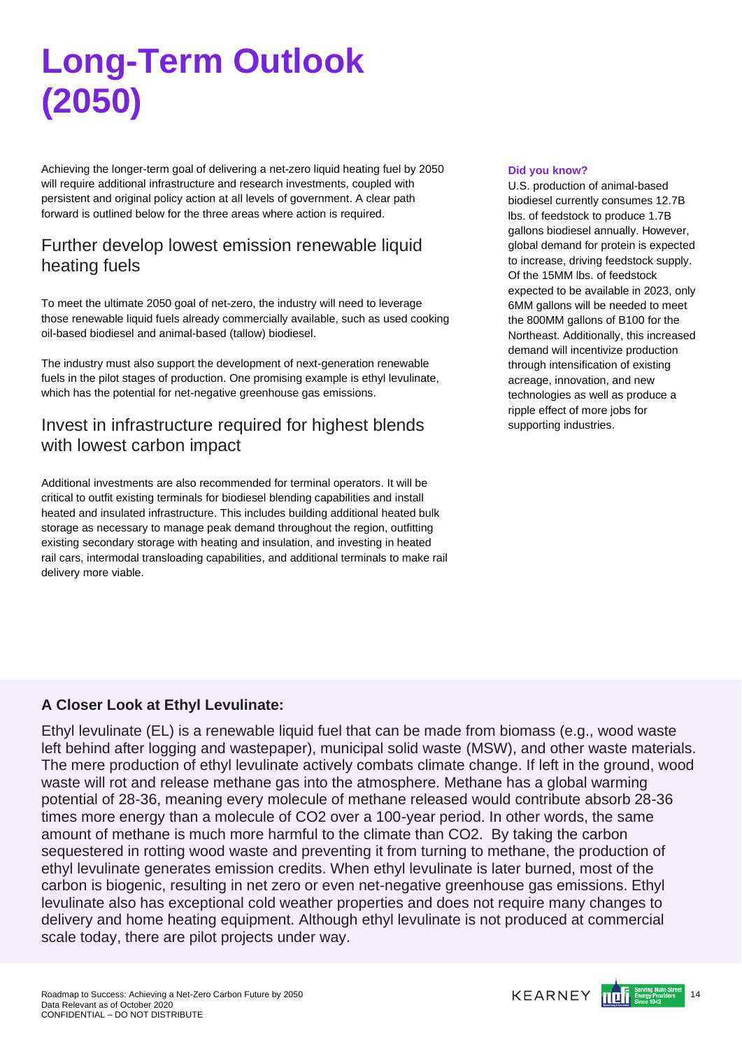# Long-Term Outlook (2050)

Achieving the longer-term goal of delivering a net-zero liquid heating fuel by 2050 will require additional infrastructure and research investments, coupled with persistent and original policy action at all levels of government. A clear path forward is outlined below for the three areas where action is required.

## Further develop lowest emission renewable liquid heating fuels

To meet the ultimate 2050 goal of net-zero, the industry will need to leverage those renewable liquid fuels already commercially available, such as used cooking oil-based biodiesel and animal-based (tallow) biodiesel.

The industry must also support the development of next-generation renewable fuels in the pilot stages of production. One promising example is ethyl levulinate, which has the potential for net-negative greenhouse gas emissions.

## Invest in infrastructure required for highest blends with lowest carbon impact

Additional investments are also recommended for terminal operators. It will be critical to outfit existing terminals for biodiesel blending capabilities and install heated and insulated infrastructure. This includes building additional heated bulk storage as necessary to manage peak demand throughout the region, outfitting existing secondary storage with heating and insulation, and investing in heated rail cars, intermodal transloading capabilities, and additional terminals to make rail delivery more viable.

**Did you know?**

U.S. production of animal-based biodiesel currently consumes 12.7B lbs. of feedstock to produce 1.7B gallons biodiesel annually. However, global demand for protein is expected to increase, driving feedstock supply. Of the 15MM lbs. of feedstock expected to be available in 2023, only 6MM gallons will be needed to meet the 800MM gallons of B100 for the Northeast. Additionally, this increased demand will incentivize production through intensification of existing acreage, innovation, and new technologies as well as produce a ripple effect of more jobs for supporting industries.

### A Closer Look at Ethyl Levulinate:

Ethyl levulinate (EL) is a renewable liquid fuel that can be made from biomass (e.g., wood waste left behind after logging and wastepaper), municipal solid waste (MSW), and other waste materials. The mere production of ethyl levulinate actively combats climate change. If left in the ground, wood waste will rot and release methane gas into the atmosphere. Methane has a global warming potential of 28-36, meaning every molecule of methane released would contribute absorb 28-36 times more energy than a molecule of $CO_2$ over a 100-year period. In other words, the same amount of methane is much more harmful to the climate than $CO_2$. By taking the carbon sequestered in rotting wood waste and preventing it from turning to methane, the production of ethyl levulinate generates emission credits. When ethyl levulinate is later burned, most of the carbon is biogenic, resulting in net zero or even net-negative greenhouse gas emissions. Ethyl levulinate also has exceptional cold weather properties and does not require many changes to delivery and home heating equipment. Although ethyl levulinate is not produced at commercial scale today, there are pilot projects under way.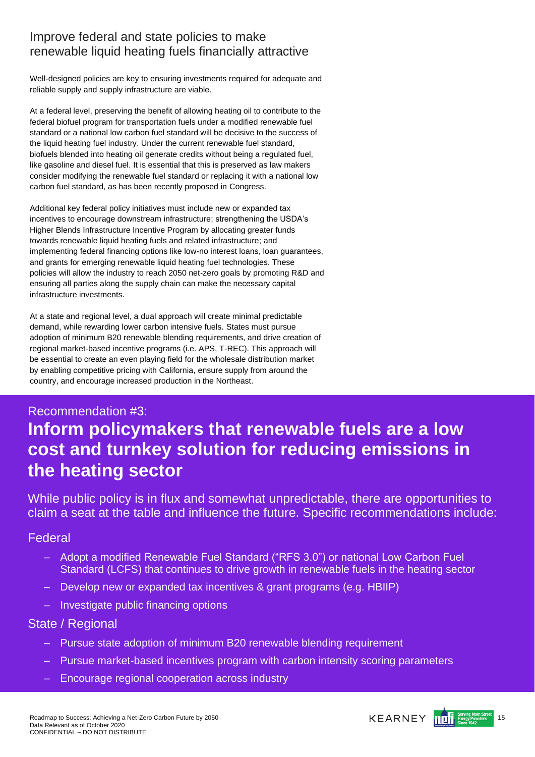## Improve federal and state policies to make renewable liquid heating fuels financially attractive

Well-designed policies are key to ensuring investments required for adequate and reliable supply and supply infrastructure are viable.

At a federal level, preserving the benefit of allowing heating oil to contribute to the federal biofuel program for transportation fuels under a modified renewable fuel standard or a national low carbon fuel standard will be decisive to the success of the liquid heating fuel industry. Under the current renewable fuel standard, biofuels blended into heating oil generate credits without being a regulated fuel, like gasoline and diesel fuel. It is essential that this is preserved as law makers consider modifying the renewable fuel standard or replacing it with a national low carbon fuel standard, as has been recently proposed in Congress.

Additional key federal policy initiatives must include new or expanded tax incentives to encourage downstream infrastructure; strengthening the USDA's Higher Blends Infrastructure Incentive Program by allocating greater funds towards renewable liquid heating fuels and related infrastructure; and implementing federal financing options like low-no interest loans, loan guarantees, and grants for emerging renewable liquid heating fuel technologies. These policies will allow the industry to reach 2050 net-zero goals by promoting R&D and ensuring all parties along the supply chain can make the necessary capital infrastructure investments.

At a state and regional level, a dual approach will create minimal predictable demand, while rewarding lower carbon intensive fuels. States must pursue adoption of minimum B20 renewable blending requirements, and drive creation of regional market-based incentive programs (i.e. APS, T-REC). This approach will be essential to create an even playing field for the wholesale distribution market by enabling competitive pricing with California, ensure supply from around the country, and encourage increased production in the Northeast.

Recommendation #3:

# Inform policymakers that renewable fuels are a low cost and turnkey solution for reducing emissions in the heating sector

While public policy is in flux and somewhat unpredictable, there are opportunities to claim a seat at the table and influence the future. Specific recommendations include:

### Federal

- Adopt a modified Renewable Fuel Standard ("RFS 3.0") or national Low Carbon Fuel Standard (LCFS) that continues to drive growth in renewable fuels in the heating sector
- Develop new or expanded tax incentives & grant programs (e.g. HBIIP)
- Investigate public financing options

### State / Regional

- Pursue state adoption of minimum B20 renewable blending requirement
- Pursue market-based incentives program with carbon intensity scoring parameters
- Encourage regional cooperation across industry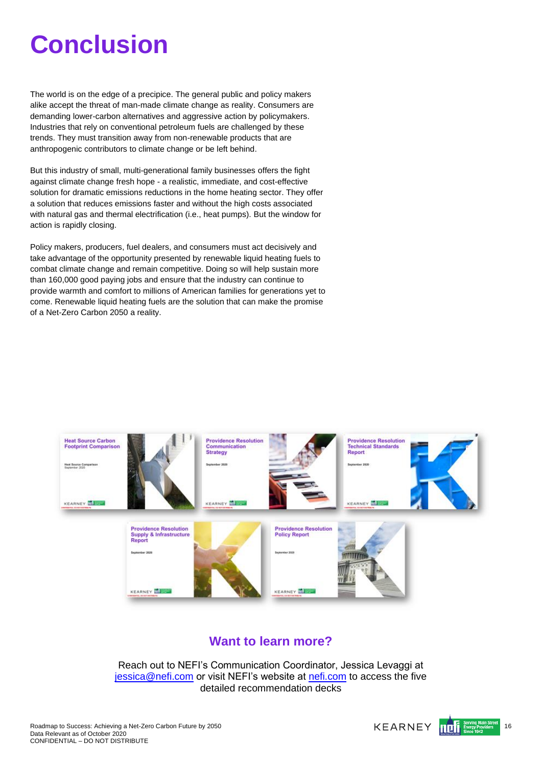# Conclusion

The world is on the edge of a precipice. The general public and policy makers alike accept the threat of man-made climate change as reality. Consumers are demanding lower-carbon alternatives and aggressive action by policymakers. Industries that rely on conventional petroleum fuels are challenged by these trends. They must transition away from non-renewable products that are anthropogenic contributors to climate change or be left behind.

But this industry of small, multi-generational family businesses offers the fight against climate change fresh hope - a realistic, immediate, and cost-effective solution for dramatic emissions reductions in the home heating sector. They offer a solution that reduces emissions faster and without the high costs associated with natural gas and thermal electrification (i.e., heat pumps). But the window for action is rapidly closing.

Policy makers, producers, fuel dealers, and consumers must act decisively and take advantage of the opportunity presented by renewable liquid heating fuels to combat climate change and remain competitive. Doing so will help sustain more than 160,000 good paying jobs and ensure that the industry can continue to provide warmth and comfort to millions of American families for generations yet to come. Renewable liquid heating fuels are the solution that can make the promise of a Net-Zero Carbon 2050 a reality.

## Want to learn more?

Reach out to NEFI's Communication Coordinator, Jessica Levaggi at [jessica@nefi.com](mailto:jessica@nefi.com) or visit NEFI's website at [nefi.com](https://nefi.com) to access the five detailed recommendation decks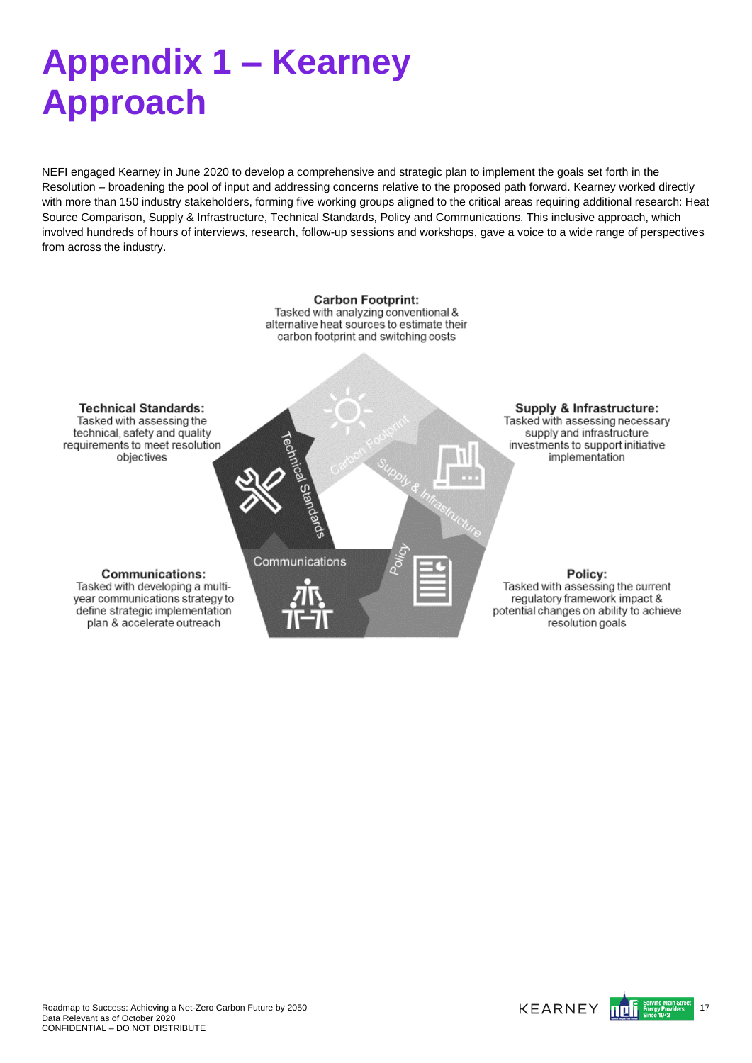# Appendix 1 – Kearney Approach

NEFI engaged Kearney in June 2020 to develop a comprehensive and strategic plan to implement the goals set forth in the Resolution – broadening the pool of input and addressing concerns relative to the proposed path forward. Kearney worked directly with more than 150 industry stakeholders, forming five working groups aligned to the critical areas requiring additional research: Heat Source Comparison, Supply & Infrastructure, Technical Standards, Policy and Communications. This inclusive approach, which involved hundreds of hours of interviews, research, follow-up sessions and workshops, gave a voice to a wide range of perspectives from across the industry.

**Carbon Footprint:** Tasked with analyzing conventional & alternative heat sources to estimate their carbon footprint and switching costs

**Technical Standards:** Tasked with assessing the technical, safety and quality requirements to meet resolution objectives

**Supply & Infrastructure:** Tasked with assessing necessary supply and infrastructure investments to support initiative implementation

**Communications:** Tasked with developing a multi-year communications strategy to define strategic implementation plan & accelerate outreach

**Policy:** Tasked with assessing the current regulatory framework impact & potential changes on ability to achieve resolution goals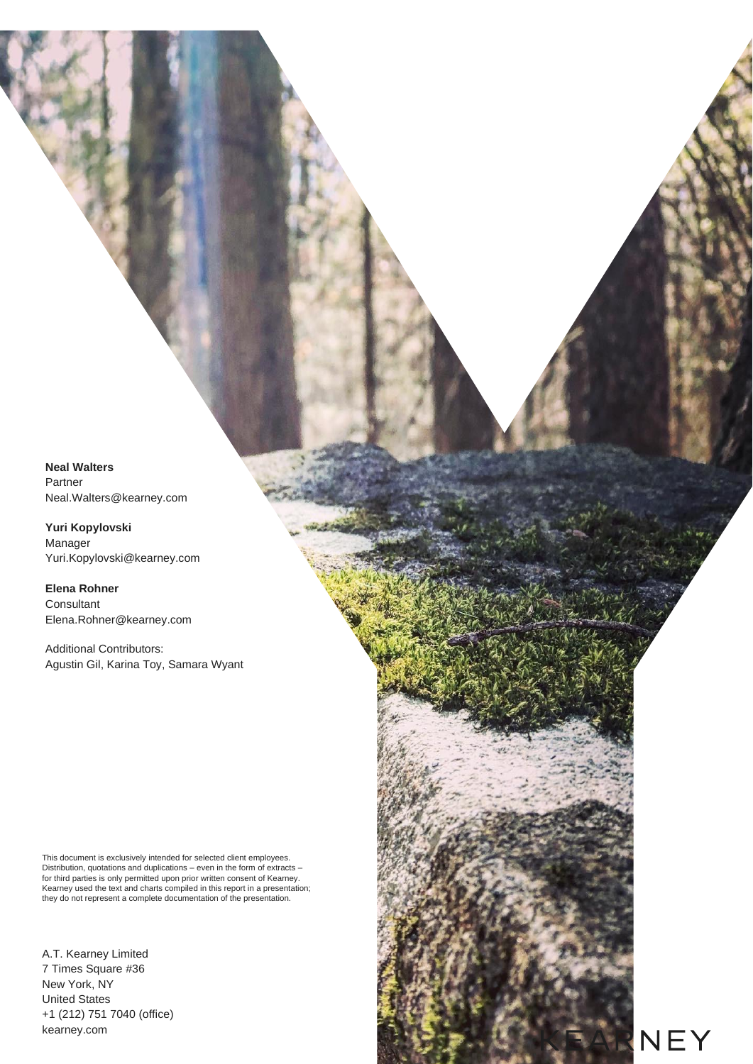**Neal Walters**
Partner
Neal.Walters@kearney.com

**Yuri Kopylovski**
Manager
Yuri.Kopylovski@kearney.com

**Elena Rohner**
Consultant
Elena.Rohner@kearney.com

Additional Contributors:
Agustin Gil, Karina Toy, Samara Wyant

This document is exclusively intended for selected client employees. Distribution, quotations and duplications – even in the form of extracts – for third parties is only permitted upon prior written consent of Kearney. Kearney used the text and charts compiled in this report in a presentation; they do not represent a complete documentation of the presentation.

A.T. Kearney Limited
7 Times Square #36
New York, NY
United States
+1 (212) 751 7040 (office)
kearney.com

KEARNEY